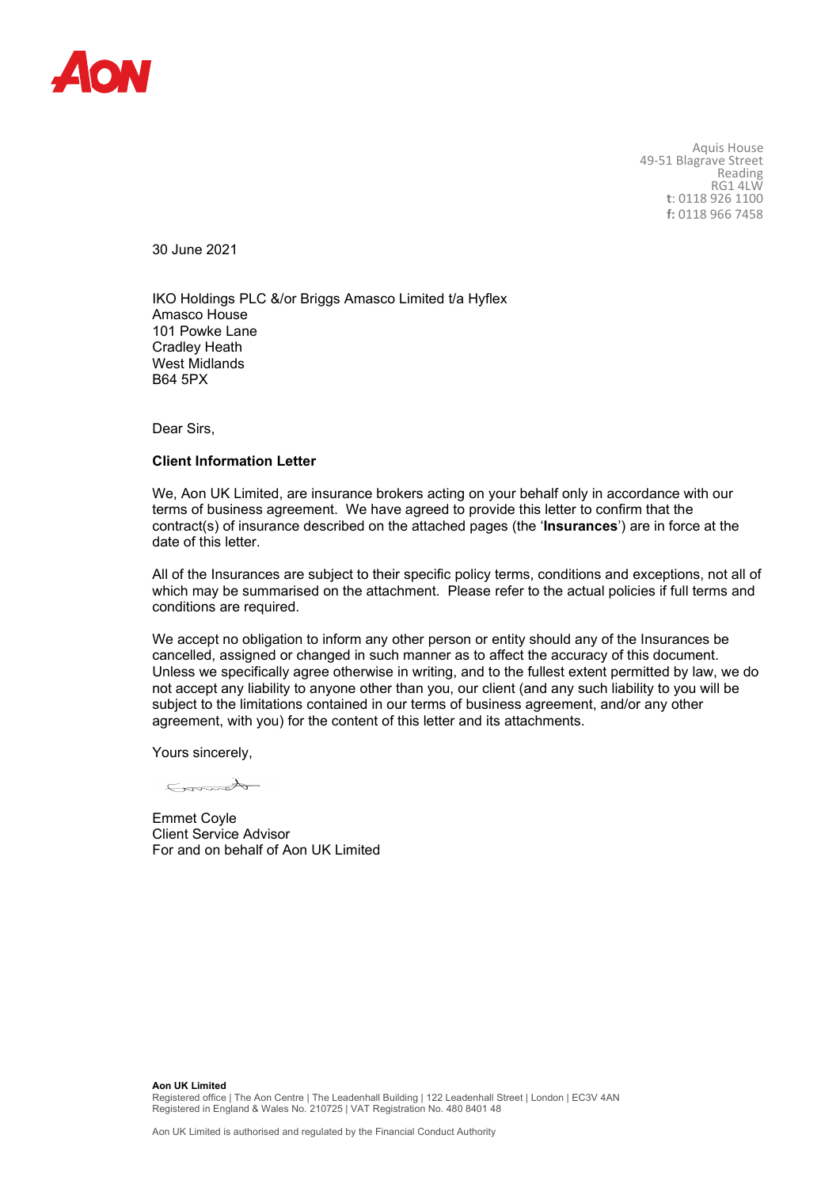Aquis House
49-51 Blagrave Street
Reading
RG1 4LW
**t**: 0118 926 1100
**f:** 0118 966 7458

30 June 2021

IKO Holdings PLC &/or Briggs Amasco Limited t/a Hyflex
Amasco House
101 Powke Lane
Cradley Heath
West Midlands
B64 5PX

Dear Sirs,

**Client Information Letter**

We, Aon UK Limited, are insurance brokers acting on your behalf only in accordance with our terms of business agreement. We have agreed to provide this letter to confirm that the contract(s) of insurance described on the attached pages (the '**Insurances**') are in force at the date of this letter.

All of the Insurances are subject to their specific policy terms, conditions and exceptions, not all of which may be summarised on the attachment. Please refer to the actual policies if full terms and conditions are required.

We accept no obligation to inform any other person or entity should any of the Insurances be cancelled, assigned or changed in such manner as to affect the accuracy of this document. Unless we specifically agree otherwise in writing, and to the fullest extent permitted by law, we do not accept any liability to anyone other than you, our client (and any such liability to you will be subject to the limitations contained in our terms of business agreement, and/or any other agreement, with you) for the content of this letter and its attachments.

Yours sincerely,

Emmet Coyle
Client Service Advisor
For and on behalf of Aon UK Limited

**Aon UK Limited**
Registered office | The Aon Centre | The Leadenhall Building | 122 Leadenhall Street | London | EC3V 4AN
Registered in England & Wales No. 210725 | VAT Registration No. 480 8401 48

Aon UK Limited is authorised and regulated by the Financial Conduct Authority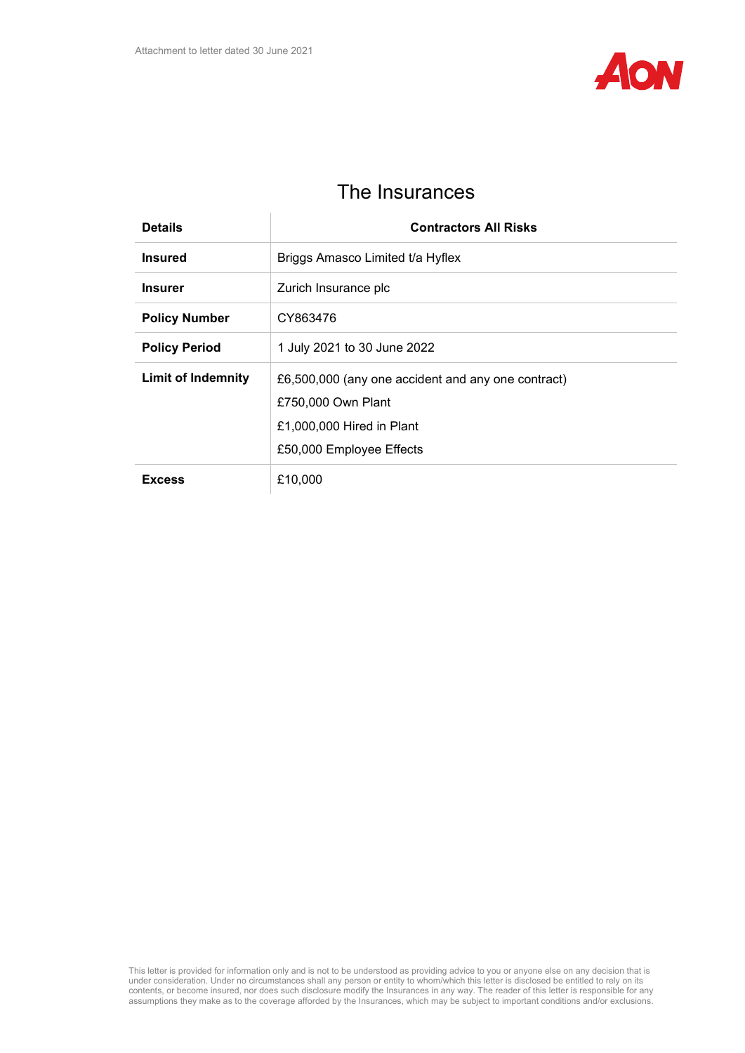Attachment to letter dated 30 June 2021

# The Insurances

| Details | Contractors All Risks |
|---|---|
| **Insured** | Briggs Amasco Limited t/a Hyflex |
| **Insurer** | Zurich Insurance plc |
| **Policy Number** | CY863476 |
| **Policy Period** | 1 July 2021 to 30 June 2022 |
| **Limit of Indemnity** | £6,500,000 (any one accident and any one contract)<br>£750,000 Own Plant<br>£1,000,000 Hired in Plant<br>£50,000 Employee Effects |
| **Excess** | £10,000 |

This letter is provided for information only and is not to be understood as providing advice to you or anyone else on any decision that is under consideration. Under no circumstances shall any person or entity to whom/which this letter is disclosed be entitled to rely on its contents, or become insured, nor does such disclosure modify the Insurances in any way. The reader of this letter is responsible for any assumptions they make as to the coverage afforded by the Insurances, which may be subject to important conditions and/or exclusions.